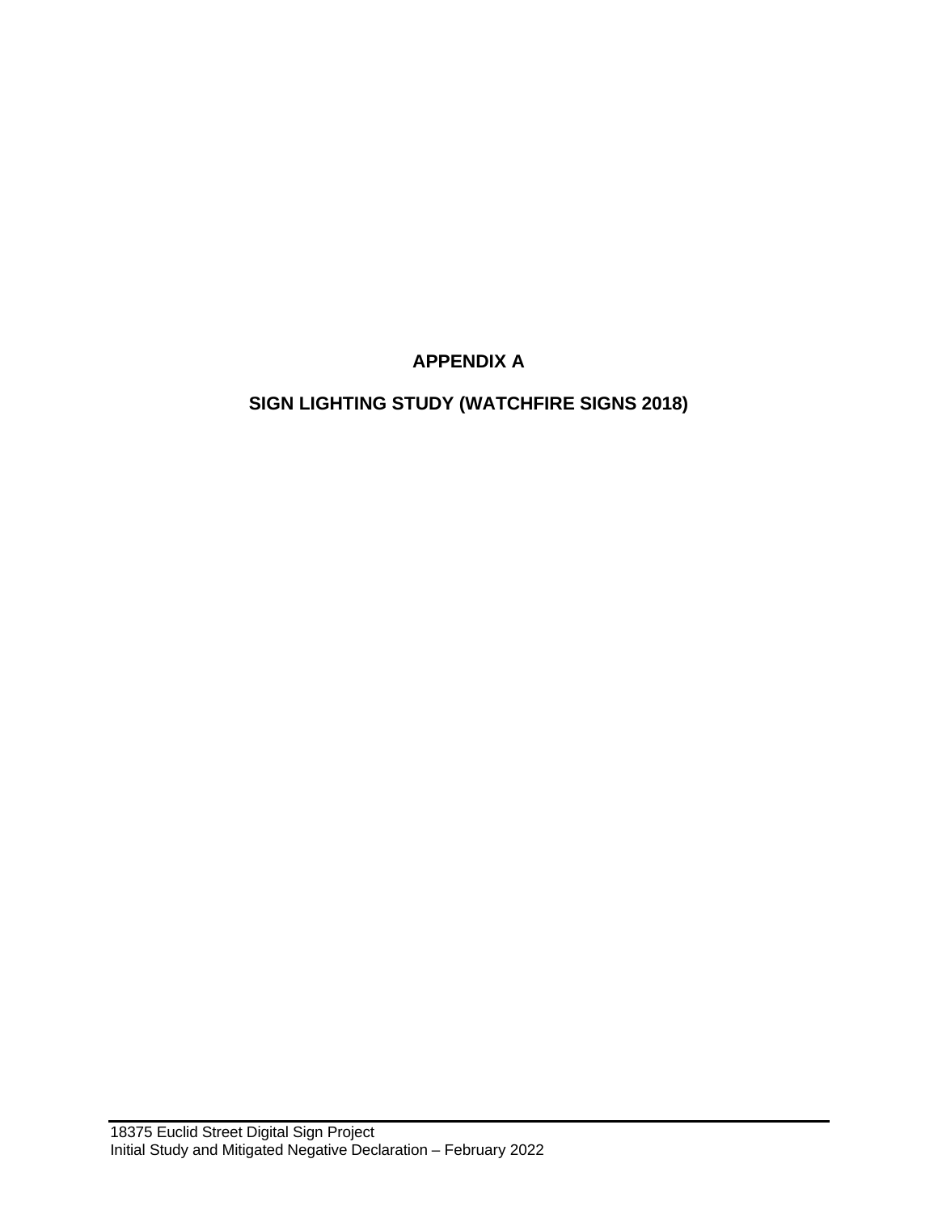# APPENDIX A

## SIGN LIGHTING STUDY (WATCHFIRE SIGNS 2018)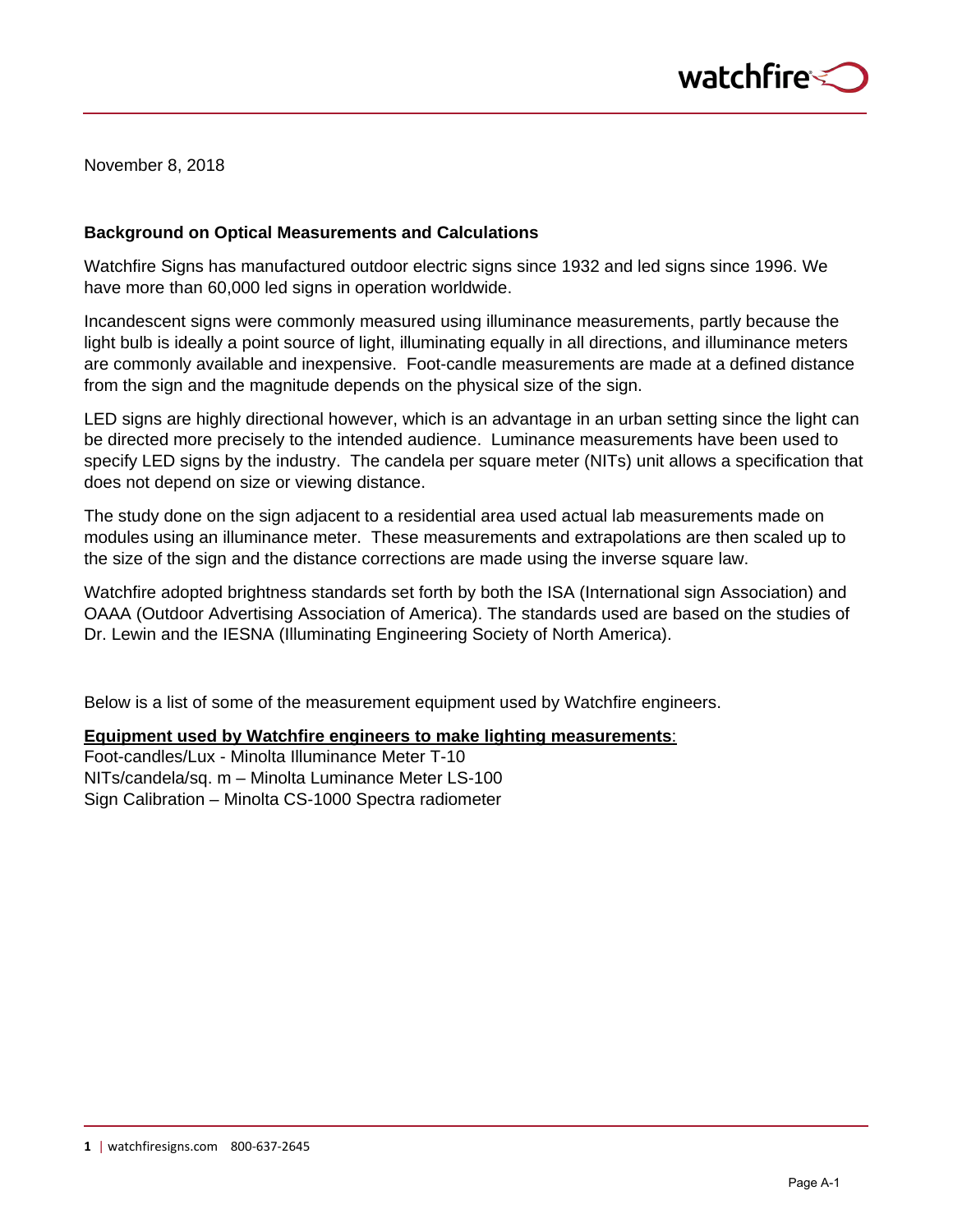November 8, 2018

**Background on Optical Measurements and Calculations**

Watchfire Signs has manufactured outdoor electric signs since 1932 and led signs since 1996. We have more than 60,000 led signs in operation worldwide.

Incandescent signs were commonly measured using illuminance measurements, partly because the light bulb is ideally a point source of light, illuminating equally in all directions, and illuminance meters are commonly available and inexpensive. Foot-candle measurements are made at a defined distance from the sign and the magnitude depends on the physical size of the sign.

LED signs are highly directional however, which is an advantage in an urban setting since the light can be directed more precisely to the intended audience. Luminance measurements have been used to specify LED signs by the industry. The candela per square meter (NITs) unit allows a specification that does not depend on size or viewing distance.

The study done on the sign adjacent to a residential area used actual lab measurements made on modules using an illuminance meter. These measurements and extrapolations are then scaled up to the size of the sign and the distance corrections are made using the inverse square law.

Watchfire adopted brightness standards set forth by both the ISA (International sign Association) and OAAA (Outdoor Advertising Association of America). The standards used are based on the studies of Dr. Lewin and the IESNA (Illuminating Engineering Society of North America).

Below is a list of some of the measurement equipment used by Watchfire engineers.

**Equipment used by Watchfire engineers to make lighting measurements**:

Foot-candles/Lux - Minolta Illuminance Meter T-10
NITs/candela/sq. m – Minolta Luminance Meter LS-100
Sign Calibration – Minolta CS-1000 Spectra radiometer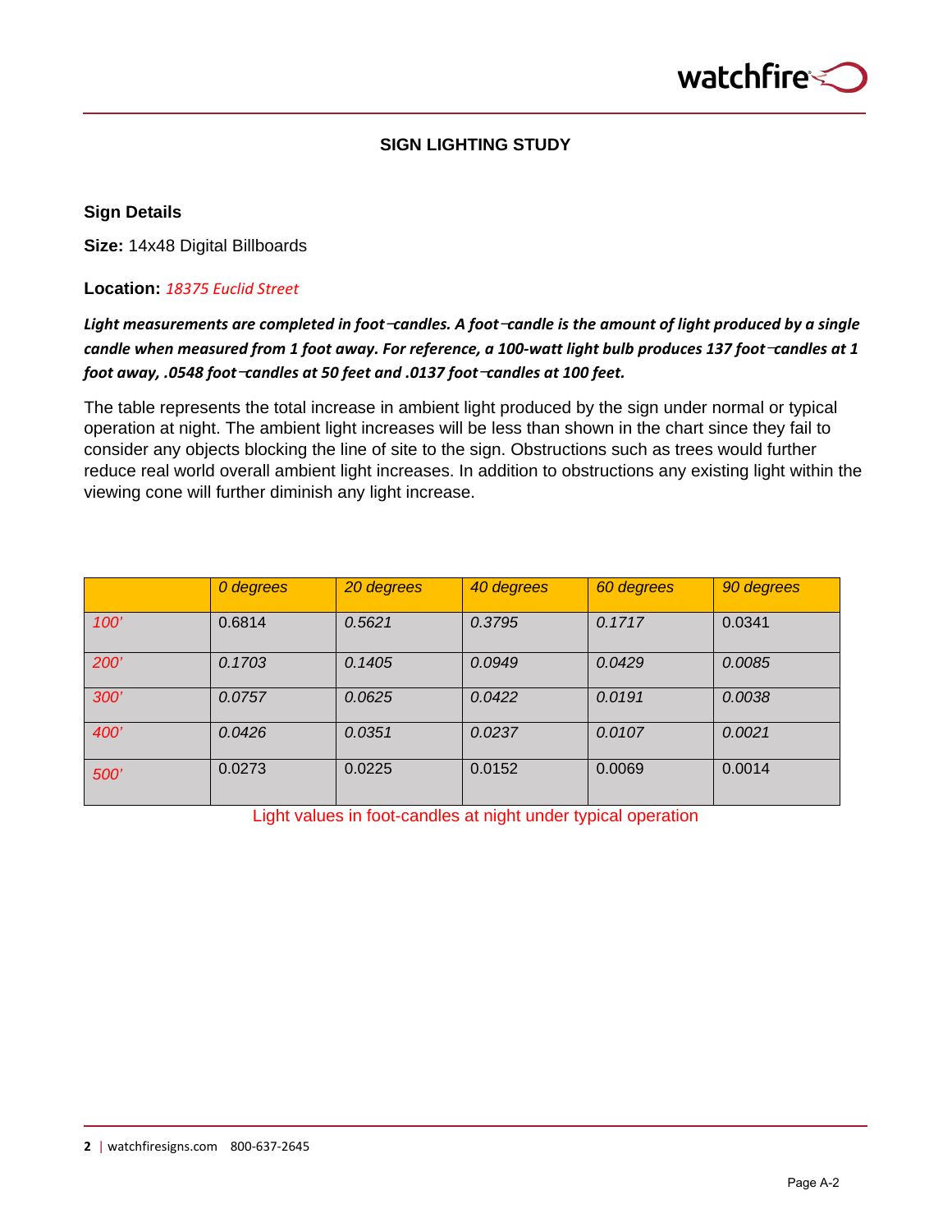## SIGN LIGHTING STUDY

**Sign Details**

**Size:** 14x48 Digital Billboards

**Location:** *18375 Euclid Street*

***Light measurements are completed in foot‑candles. A foot‑candle is the amount of light produced by a single candle when measured from 1 foot away. For reference, a 100-watt light bulb produces 137 foot‑candles at 1 foot away, .0548 foot‑candles at 50 feet and .0137 foot‑candles at 100 feet.***

The table represents the total increase in ambient light produced by the sign under normal or typical operation at night. The ambient light increases will be less than shown in the chart since they fail to consider any objects blocking the line of site to the sign. Obstructions such as trees would further reduce real world overall ambient light increases. In addition to obstructions any existing light within the viewing cone will further diminish any light increase.

| | *0 degrees* | *20 degrees* | *40 degrees* | *60 degrees* | *90 degrees* |
|---|---|---|---|---|---|
| *100'* | 0.6814 | *0.5621* | *0.3795* | *0.1717* | 0.0341 |
| *200'* | *0.1703* | *0.1405* | *0.0949* | *0.0429* | *0.0085* |
| *300'* | *0.0757* | *0.0625* | *0.0422* | *0.0191* | *0.0038* |
| *400'* | *0.0426* | *0.0351* | *0.0237* | *0.0107* | *0.0021* |
| *500'* | 0.0273 | 0.0225 | 0.0152 | 0.0069 | 0.0014 |

Light values in foot-candles at night under typical operation

Page A-2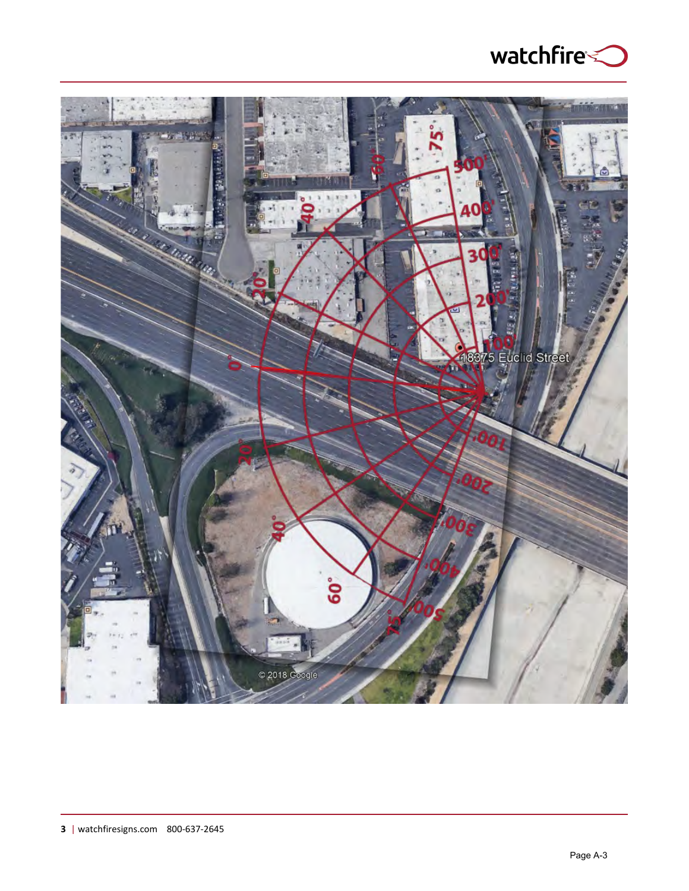watchfire

75°
500'
60°
400'
40°
300'
20°
200'
100'
18375 Euclid Street
0°
100'
20°
200'
300'
40°
400'
60°
500'
75°

© 2018 Google

Page A-3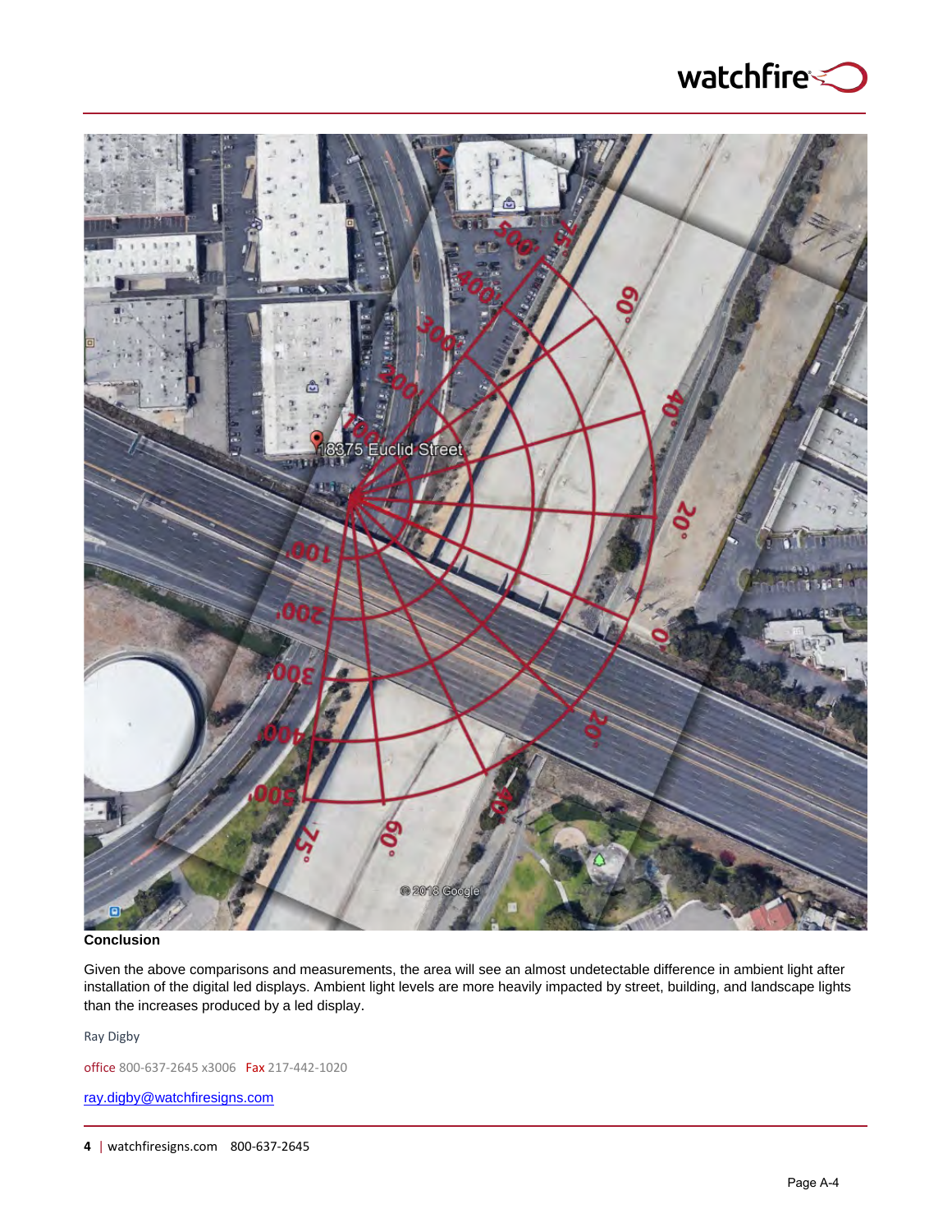18375 Euclid Street

500'
400'
300'
200'
100'
75°
60°
40°
20°
0°
20°
40°
60°
75°
100'
200'
300'
400'
500'

© 2018 Google

**Conclusion**

Given the above comparisons and measurements, the area will see an almost undetectable difference in ambient light after installation of the digital led displays. Ambient light levels are more heavily impacted by street, building, and landscape lights than the increases produced by a led display.

Ray Digby

office 800-637-2645 x3006 Fax 217-442-1020

ray.digby@watchfiresigns.com